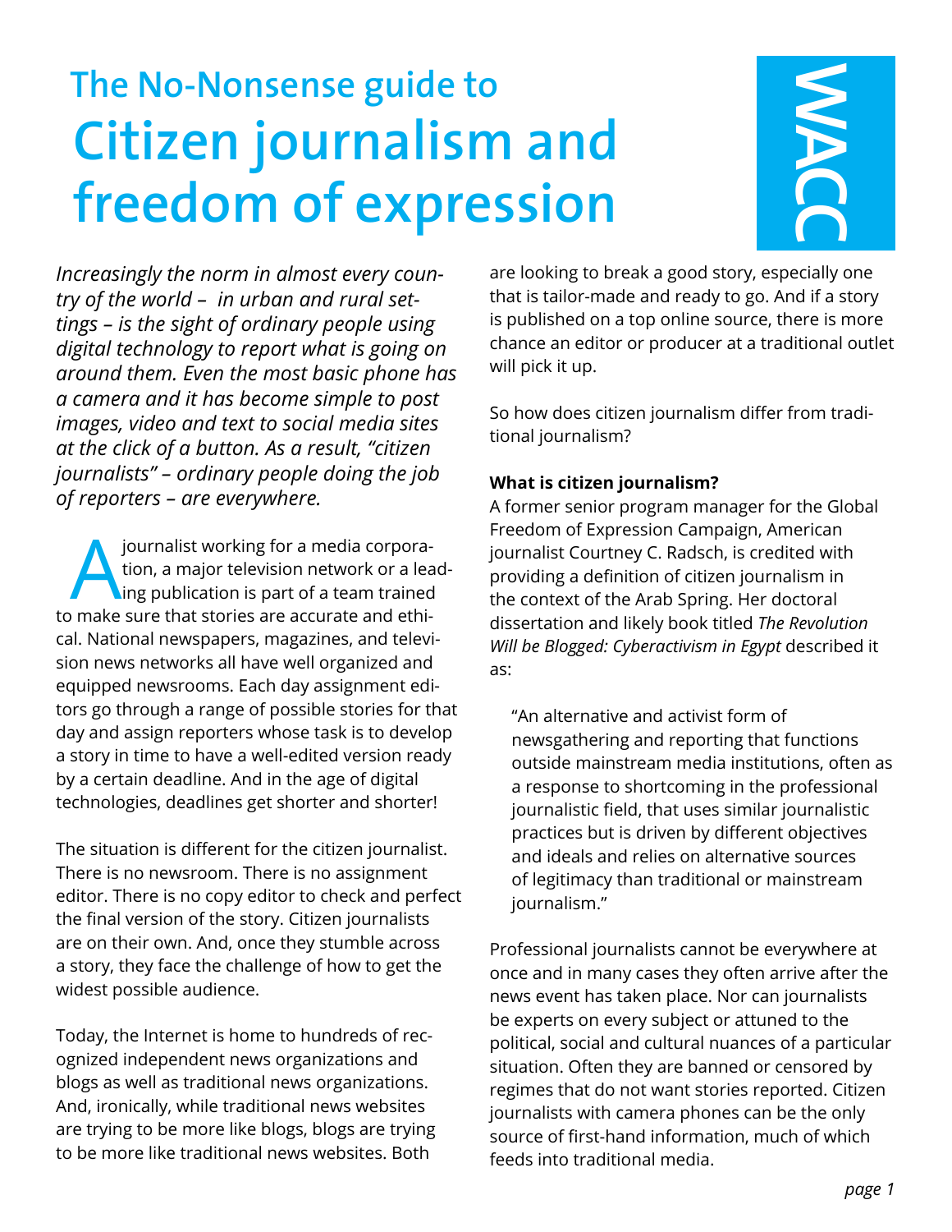# The No-Nonsense guide to Citizen journalism and freedom of expression

WACC

*Increasingly the norm in almost every country of the world – in urban and rural settings – is the sight of ordinary people using digital technology to report what is going on around them. Even the most basic phone has a camera and it has become simple to post images, video and text to social media sites at the click of a button. As a result, "citizen journalists" – ordinary people doing the job of reporters – are everywhere.*

A journalist working for a media corporation, a major television network or a leading publication is part of a team trained to make sure that stories are accurate and ethical. National newspapers, magazines, and television news networks all have well organized and equipped newsrooms. Each day assignment editors go through a range of possible stories for that day and assign reporters whose task is to develop a story in time to have a well-edited version ready by a certain deadline. And in the age of digital technologies, deadlines get shorter and shorter!

The situation is different for the citizen journalist. There is no newsroom. There is no assignment editor. There is no copy editor to check and perfect the final version of the story. Citizen journalists are on their own. And, once they stumble across a story, they face the challenge of how to get the widest possible audience.

Today, the Internet is home to hundreds of recognized independent news organizations and blogs as well as traditional news organizations. And, ironically, while traditional news websites are trying to be more like blogs, blogs are trying to be more like traditional news websites. Both are looking to break a good story, especially one that is tailor-made and ready to go. And if a story is published on a top online source, there is more chance an editor or producer at a traditional outlet will pick it up.

So how does citizen journalism differ from traditional journalism?

**What is citizen journalism?**

A former senior program manager for the Global Freedom of Expression Campaign, American journalist Courtney C. Radsch, is credited with providing a definition of citizen journalism in the context of the Arab Spring. Her doctoral dissertation and likely book titled *The Revolution Will be Blogged: Cyberactivism in Egypt* described it as:

> "An alternative and activist form of newsgathering and reporting that functions outside mainstream media institutions, often as a response to shortcoming in the professional journalistic field, that uses similar journalistic practices but is driven by different objectives and ideals and relies on alternative sources of legitimacy than traditional or mainstream journalism."

Professional journalists cannot be everywhere at once and in many cases they often arrive after the news event has taken place. Nor can journalists be experts on every subject or attuned to the political, social and cultural nuances of a particular situation. Often they are banned or censored by regimes that do not want stories reported. Citizen journalists with camera phones can be the only source of first-hand information, much of which feeds into traditional media.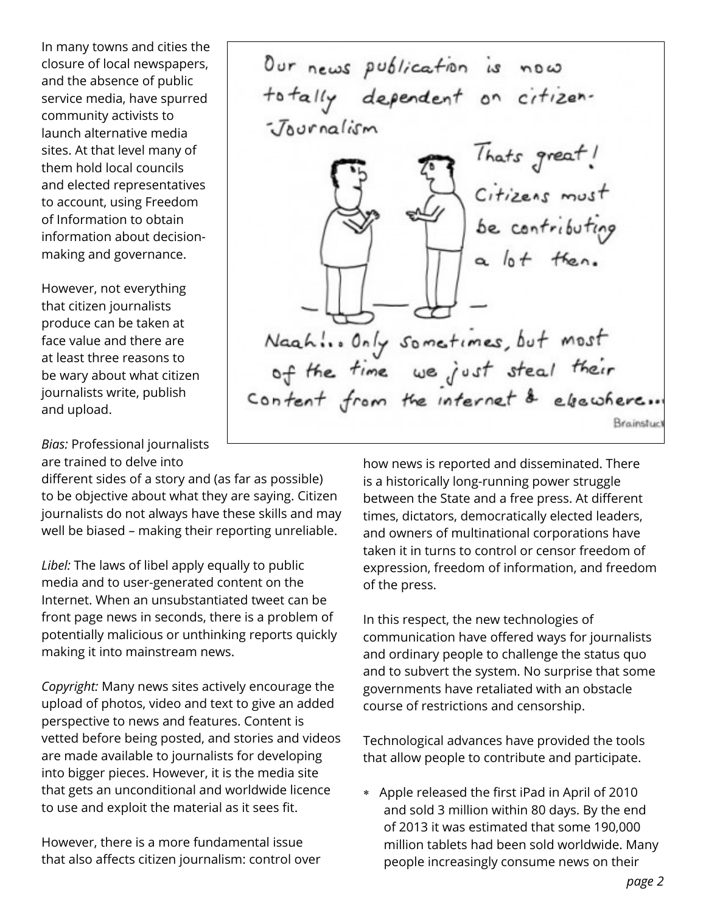In many towns and cities the closure of local newspapers, and the absence of public service media, have spurred community activists to launch alternative media sites. At that level many of them hold local councils and elected representatives to account, using Freedom of Information to obtain information about decision-making and governance.

However, not everything that citizen journalists produce can be taken at face value and there are at least three reasons to be wary about what citizen journalists write, publish and upload.

*Bias:* Professional journalists are trained to delve into different sides of a story and (as far as possible) to be objective about what they are saying. Citizen journalists do not always have these skills and may well be biased – making their reporting unreliable.

*Libel:* The laws of libel apply equally to public media and to user-generated content on the Internet. When an unsubstantiated tweet can be front page news in seconds, there is a problem of potentially malicious or unthinking reports quickly making it into mainstream news.

*Copyright:* Many news sites actively encourage the upload of photos, video and text to give an added perspective to news and features. Content is vetted before being posted, and stories and videos are made available to journalists for developing into bigger pieces. However, it is the media site that gets an unconditional and worldwide licence to use and exploit the material as it sees fit.

However, there is a more fundamental issue that also affects citizen journalism: control over how news is reported and disseminated. There is a historically long-running power struggle between the State and a free press. At different times, dictators, democratically elected leaders, and owners of multinational corporations have taken it in turns to control or censor freedom of expression, freedom of information, and freedom of the press.

In this respect, the new technologies of communication have offered ways for journalists and ordinary people to challenge the status quo and to subvert the system. No surprise that some governments have retaliated with an obstacle course of restrictions and censorship.

Technological advances have provided the tools that allow people to contribute and participate.

* Apple released the first iPad in April of 2010 and sold 3 million within 80 days. By the end of 2013 it was estimated that some 190,000 million tablets had been sold worldwide. Many people increasingly consume news on their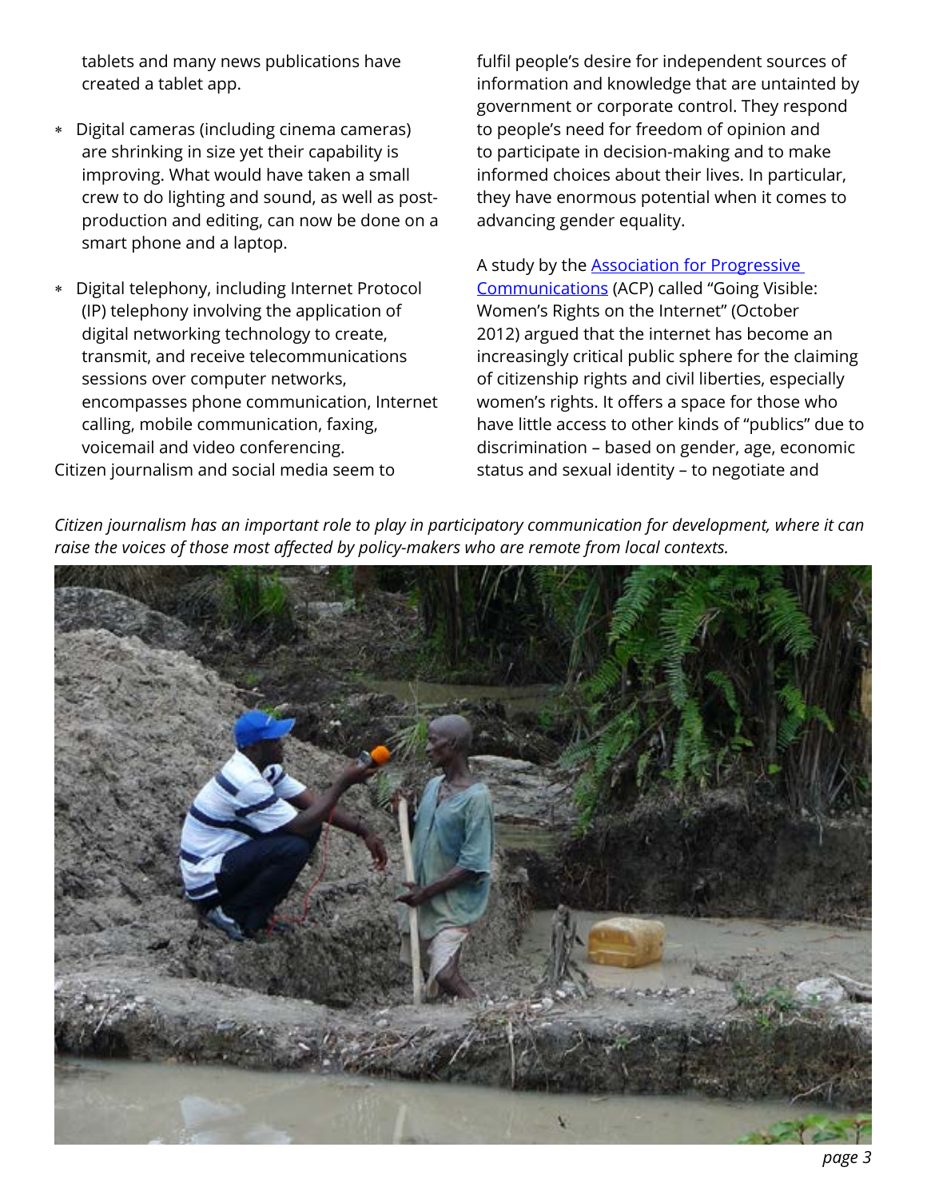tablets and many news publications have created a tablet app.

* Digital cameras (including cinema cameras) are shrinking in size yet their capability is improving. What would have taken a small crew to do lighting and sound, as well as post-production and editing, can now be done on a smart phone and a laptop.

* Digital telephony, including Internet Protocol (IP) telephony involving the application of digital networking technology to create, transmit, and receive telecommunications sessions over computer networks, encompasses phone communication, Internet calling, mobile communication, faxing, voicemail and video conferencing.

Citizen journalism and social media seem to fulfil people's desire for independent sources of information and knowledge that are untainted by government or corporate control. They respond to people's need for freedom of opinion and to participate in decision-making and to make informed choices about their lives. In particular, they have enormous potential when it comes to advancing gender equality.

A study by the Association for Progressive Communications (ACP) called "Going Visible: Women's Rights on the Internet" (October 2012) argued that the internet has become an increasingly critical public sphere for the claiming of citizenship rights and civil liberties, especially women's rights. It offers a space for those who have little access to other kinds of "publics" due to discrimination – based on gender, age, economic status and sexual identity – to negotiate and

*Citizen journalism has an important role to play in participatory communication for development, where it can raise the voices of those most affected by policy-makers who are remote from local contexts.*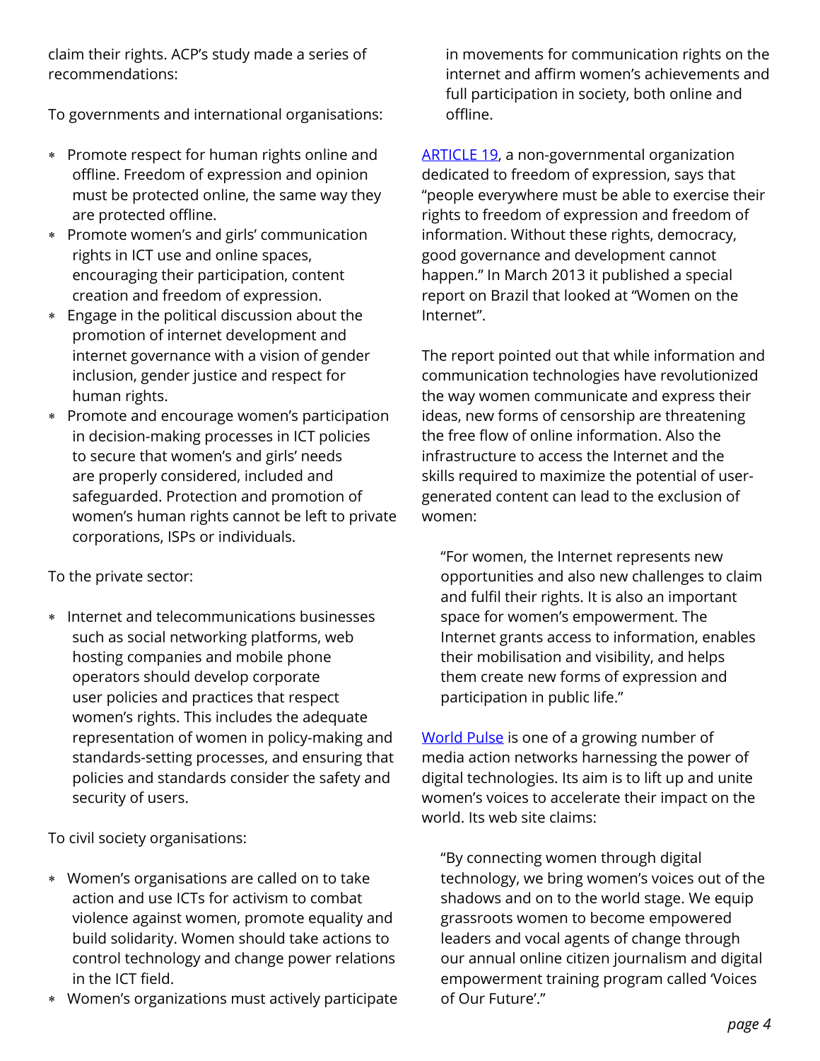claim their rights. ACP's study made a series of recommendations:

To governments and international organisations:

* Promote respect for human rights online and offline. Freedom of expression and opinion must be protected online, the same way they are protected offline.
* Promote women's and girls' communication rights in ICT use and online spaces, encouraging their participation, content creation and freedom of expression.
* Engage in the political discussion about the promotion of internet development and internet governance with a vision of gender inclusion, gender justice and respect for human rights.
* Promote and encourage women's participation in decision-making processes in ICT policies to secure that women's and girls' needs are properly considered, included and safeguarded. Protection and promotion of women's human rights cannot be left to private corporations, ISPs or individuals.

To the private sector:

* Internet and telecommunications businesses such as social networking platforms, web hosting companies and mobile phone operators should develop corporate user policies and practices that respect women's rights. This includes the adequate representation of women in policy-making and standards-setting processes, and ensuring that policies and standards consider the safety and security of users.

To civil society organisations:

* Women's organisations are called on to take action and use ICTs for activism to combat violence against women, promote equality and build solidarity. Women should take actions to control technology and change power relations in the ICT field.
* Women's organizations must actively participate in movements for communication rights on the internet and affirm women's achievements and full participation in society, both online and offline.

ARTICLE 19, a non-governmental organization dedicated to freedom of expression, says that "people everywhere must be able to exercise their rights to freedom of expression and freedom of information. Without these rights, democracy, good governance and development cannot happen." In March 2013 it published a special report on Brazil that looked at "Women on the Internet".

The report pointed out that while information and communication technologies have revolutionized the way women communicate and express their ideas, new forms of censorship are threatening the free flow of online information. Also the infrastructure to access the Internet and the skills required to maximize the potential of user-generated content can lead to the exclusion of women:

> "For women, the Internet represents new opportunities and also new challenges to claim and fulfil their rights. It is also an important space for women's empowerment. The Internet grants access to information, enables their mobilisation and visibility, and helps them create new forms of expression and participation in public life."

World Pulse is one of a growing number of media action networks harnessing the power of digital technologies. Its aim is to lift up and unite women's voices to accelerate their impact on the world. Its web site claims:

> "By connecting women through digital technology, we bring women's voices out of the shadows and on to the world stage. We equip grassroots women to become empowered leaders and vocal agents of change through our annual online citizen journalism and digital empowerment training program called 'Voices of Our Future'."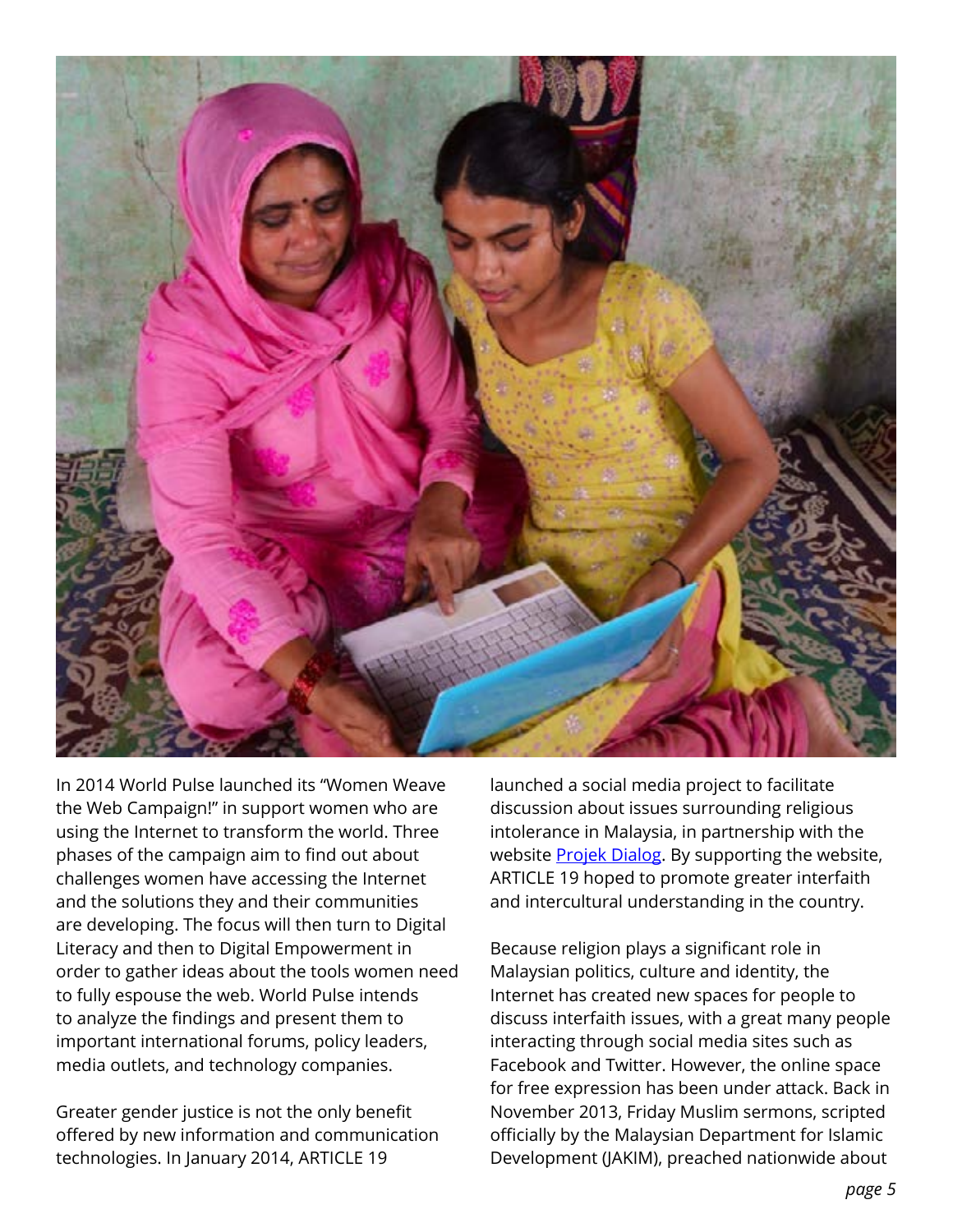In 2014 World Pulse launched its "Women Weave the Web Campaign!" in support women who are using the Internet to transform the world. Three phases of the campaign aim to find out about challenges women have accessing the Internet and the solutions they and their communities are developing. The focus will then turn to Digital Literacy and then to Digital Empowerment in order to gather ideas about the tools women need to fully espouse the web. World Pulse intends to analyze the findings and present them to important international forums, policy leaders, media outlets, and technology companies.

Greater gender justice is not the only benefit offered by new information and communication technologies. In January 2014, ARTICLE 19 launched a social media project to facilitate discussion about issues surrounding religious intolerance in Malaysia, in partnership with the website [Projek Dialog](). By supporting the website, ARTICLE 19 hoped to promote greater interfaith and intercultural understanding in the country.

Because religion plays a significant role in Malaysian politics, culture and identity, the Internet has created new spaces for people to discuss interfaith issues, with a great many people interacting through social media sites such as Facebook and Twitter. However, the online space for free expression has been under attack. Back in November 2013, Friday Muslim sermons, scripted officially by the Malaysian Department for Islamic Development (JAKIM), preached nationwide about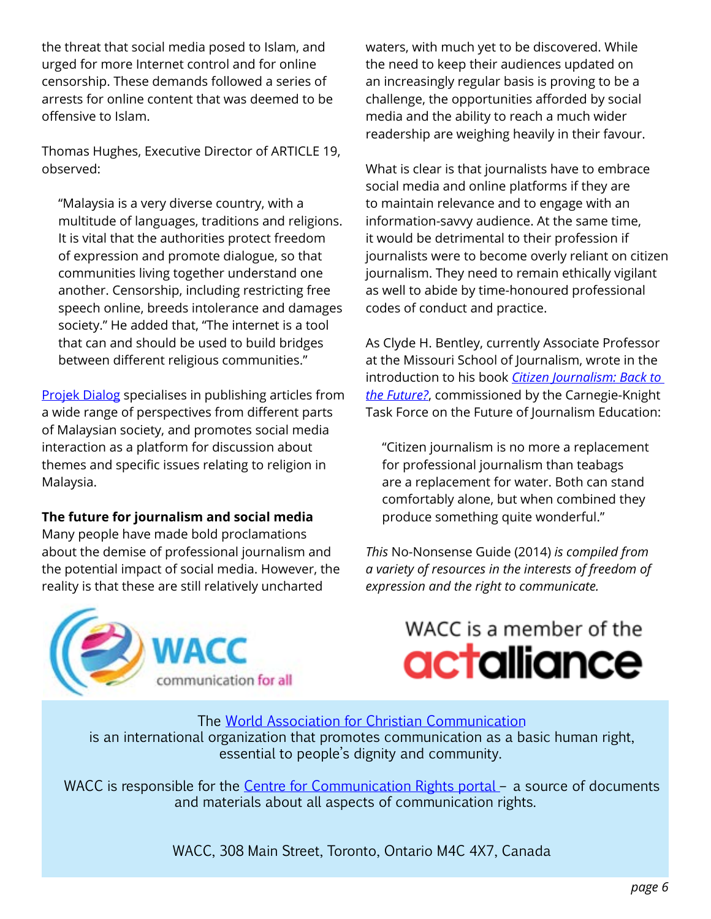the threat that social media posed to Islam, and urged for more Internet control and for online censorship. These demands followed a series of arrests for online content that was deemed to be offensive to Islam.

Thomas Hughes, Executive Director of ARTICLE 19, observed:

> "Malaysia is a very diverse country, with a multitude of languages, traditions and religions. It is vital that the authorities protect freedom of expression and promote dialogue, so that communities living together understand one another. Censorship, including restricting free speech online, breeds intolerance and damages society." He added that, "The internet is a tool that can and should be used to build bridges between different religious communities."

Projek Dialog specialises in publishing articles from a wide range of perspectives from different parts of Malaysian society, and promotes social media interaction as a platform for discussion about themes and specific issues relating to religion in Malaysia.

**The future for journalism and social media**

Many people have made bold proclamations about the demise of professional journalism and the potential impact of social media. However, the reality is that these are still relatively uncharted waters, with much yet to be discovered. While the need to keep their audiences updated on an increasingly regular basis is proving to be a challenge, the opportunities afforded by social media and the ability to reach a much wider readership are weighing heavily in their favour.

What is clear is that journalists have to embrace social media and online platforms if they are to maintain relevance and to engage with an information-savvy audience. At the same time, it would be detrimental to their profession if journalists were to become overly reliant on citizen journalism. They need to remain ethically vigilant as well to abide by time-honoured professional codes of conduct and practice.

As Clyde H. Bentley, currently Associate Professor at the Missouri School of Journalism, wrote in the introduction to his book *Citizen Journalism: Back to the Future?*, commissioned by the Carnegie-Knight Task Force on the Future of Journalism Education:

> "Citizen journalism is no more a replacement for professional journalism than teabags are a replacement for water. Both can stand comfortably alone, but when combined they produce something quite wonderful."

*This* No-Nonsense Guide (2014) *is compiled from a variety of resources in the interests of freedom of expression and the right to communicate.*

WACC communication for all

WACC is a member of the actalliance

The World Association for Christian Communication is an international organization that promotes communication as a basic human right, essential to people's dignity and community.

WACC is responsible for the Centre for Communication Rights portal – a source of documents and materials about all aspects of communication rights.

WACC, 308 Main Street, Toronto, Ontario M4C 4X7, Canada